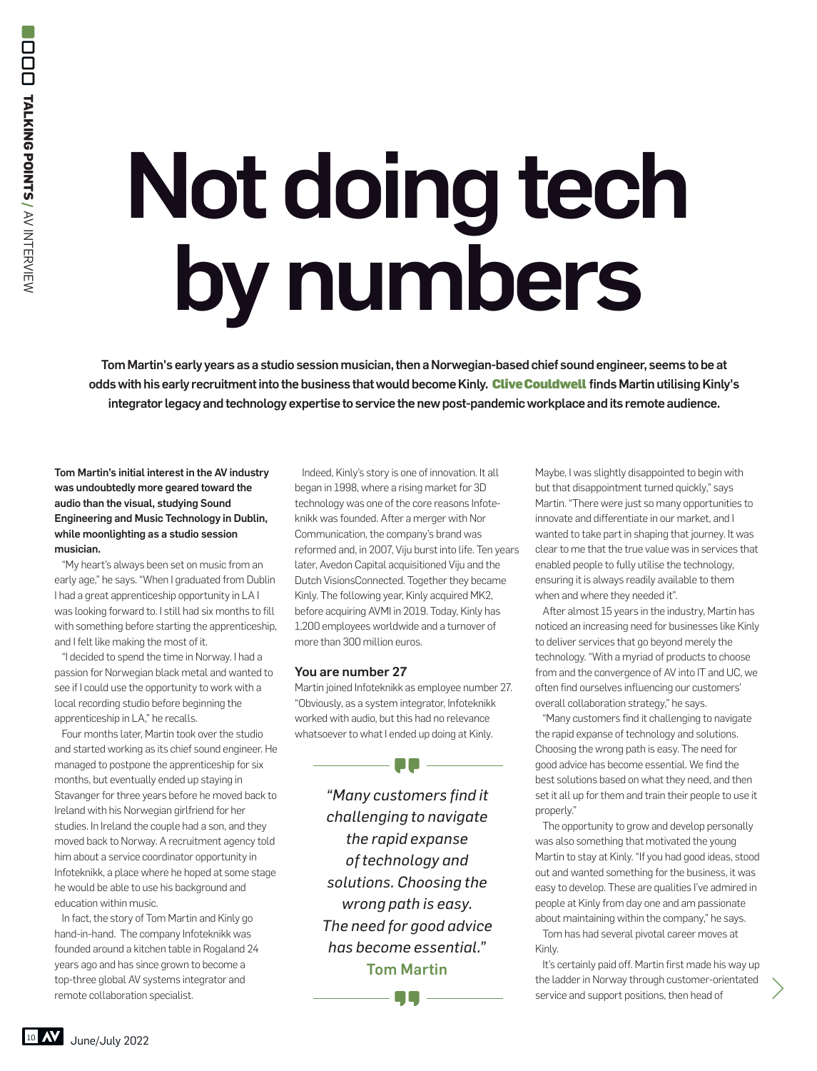# Not doing tech by numbers

**Tom Martin's early years as a studio session musician, then a Norwegian-based chief sound engineer, seems to be at odds with his early recruitment into the business that would become Kinly. Clive Couldwell finds Martin utilising Kinly's integrator legacy and technology expertise to service the new post-pandemic workplace and its remote audience.**

**Tom Martin's initial interest in the AV industry was undoubtedly more geared toward the audio than the visual, studying Sound Engineering and Music Technology in Dublin, while moonlighting as a studio session musician.**

"My heart's always been set on music from an early age," he says. "When I graduated from Dublin I had a great apprenticeship opportunity in LA I was looking forward to. I still had six months to fill with something before starting the apprenticeship, and I felt like making the most of it.

"I decided to spend the time in Norway. I had a passion for Norwegian black metal and wanted to see if I could use the opportunity to work with a local recording studio before beginning the apprenticeship in LA," he recalls.

Four months later, Martin took over the studio and started working as its chief sound engineer. He managed to postpone the apprenticeship for six months, but eventually ended up staying in Stavanger for three years before he moved back to Ireland with his Norwegian girlfriend for her studies. In Ireland the couple had a son, and they moved back to Norway. A recruitment agency told him about a service coordinator opportunity in Infoteknikk, a place where he hoped at some stage he would be able to use his background and education within music.

In fact, the story of Tom Martin and Kinly go hand-in-hand. The company Infoteknikk was founded around a kitchen table in Rogaland 24 years ago and has since grown to become a top-three global AV systems integrator and remote collaboration specialist.

Indeed, Kinly's story is one of innovation. It all began in 1998, where a rising market for 3D technology was one of the core reasons Infote-knikk was founded. After a merger with Nor Communication, the company's brand was reformed and, in 2007, Viju burst into life. Ten years later, Avedon Capital acquisitioned Viju and the Dutch VisionsConnected. Together they became Kinly. The following year, Kinly acquired MK2, before acquiring AVMI in 2019. Today, Kinly has 1,200 employees worldwide and a turnover of more than 300 million euros.

## You are number 27

Martin joined Infoteknikk as employee number 27. "Obviously, as a system integrator, Infoteknikk worked with audio, but this had no relevance whatsoever to what I ended up doing at Kinly.

> *"Many customers find it challenging to navigate the rapid expanse of technology and solutions. Choosing the wrong path is easy. The need for good advice has become essential."*
> **Tom Martin**

Maybe, I was slightly disappointed to begin with but that disappointment turned quickly," says Martin. "There were just so many opportunities to innovate and differentiate in our market, and I wanted to take part in shaping that journey. It was clear to me that the true value was in services that enabled people to fully utilise the technology, ensuring it is always readily available to them when and where they needed it".

After almost 15 years in the industry, Martin has noticed an increasing need for businesses like Kinly to deliver services that go beyond merely the technology. "With a myriad of products to choose from and the convergence of AV into IT and UC, we often find ourselves influencing our customers' overall collaboration strategy," he says.

"Many customers find it challenging to navigate the rapid expanse of technology and solutions. Choosing the wrong path is easy. The need for good advice has become essential. We find the best solutions based on what they need, and then set it all up for them and train their people to use it properly."

The opportunity to grow and develop personally was also something that motivated the young Martin to stay at Kinly. "If you had good ideas, stood out and wanted something for the business, it was easy to develop. These are qualities I've admired in people at Kinly from day one and am passionate about maintaining within the company," he says.

Tom has had several pivotal career moves at Kinly.

It's certainly paid off. Martin first made his way up the ladder in Norway through customer-orientated service and support positions, then head of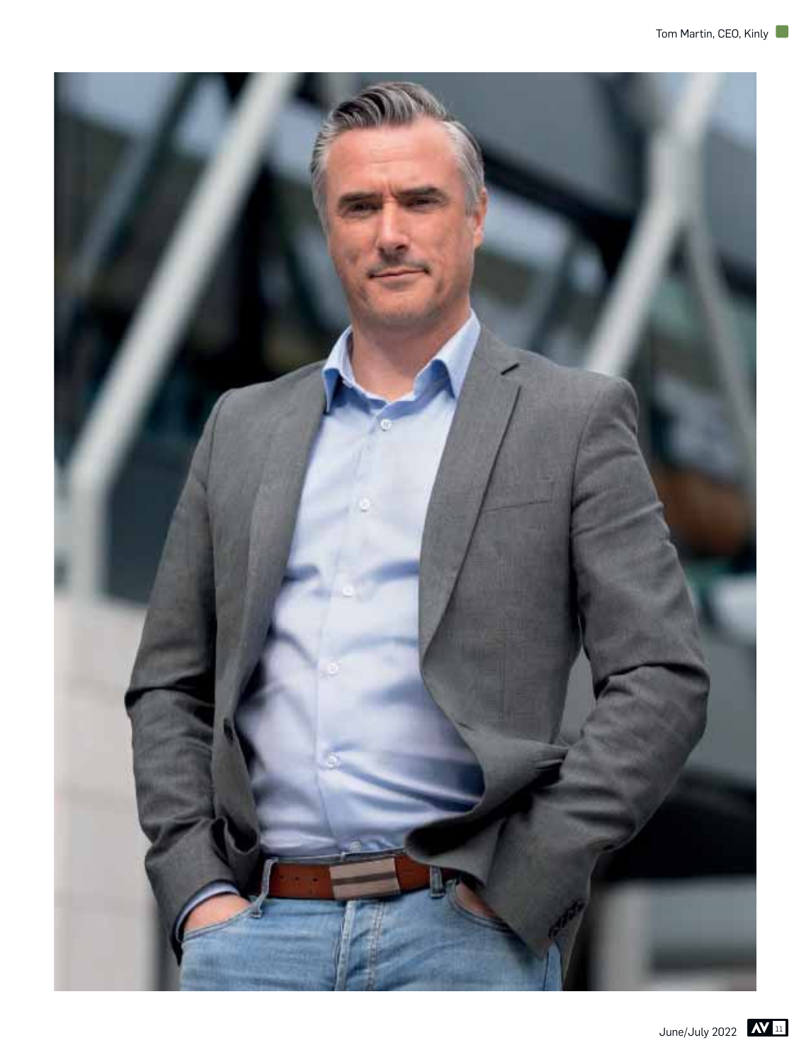Tom Martin, CEO, Kinly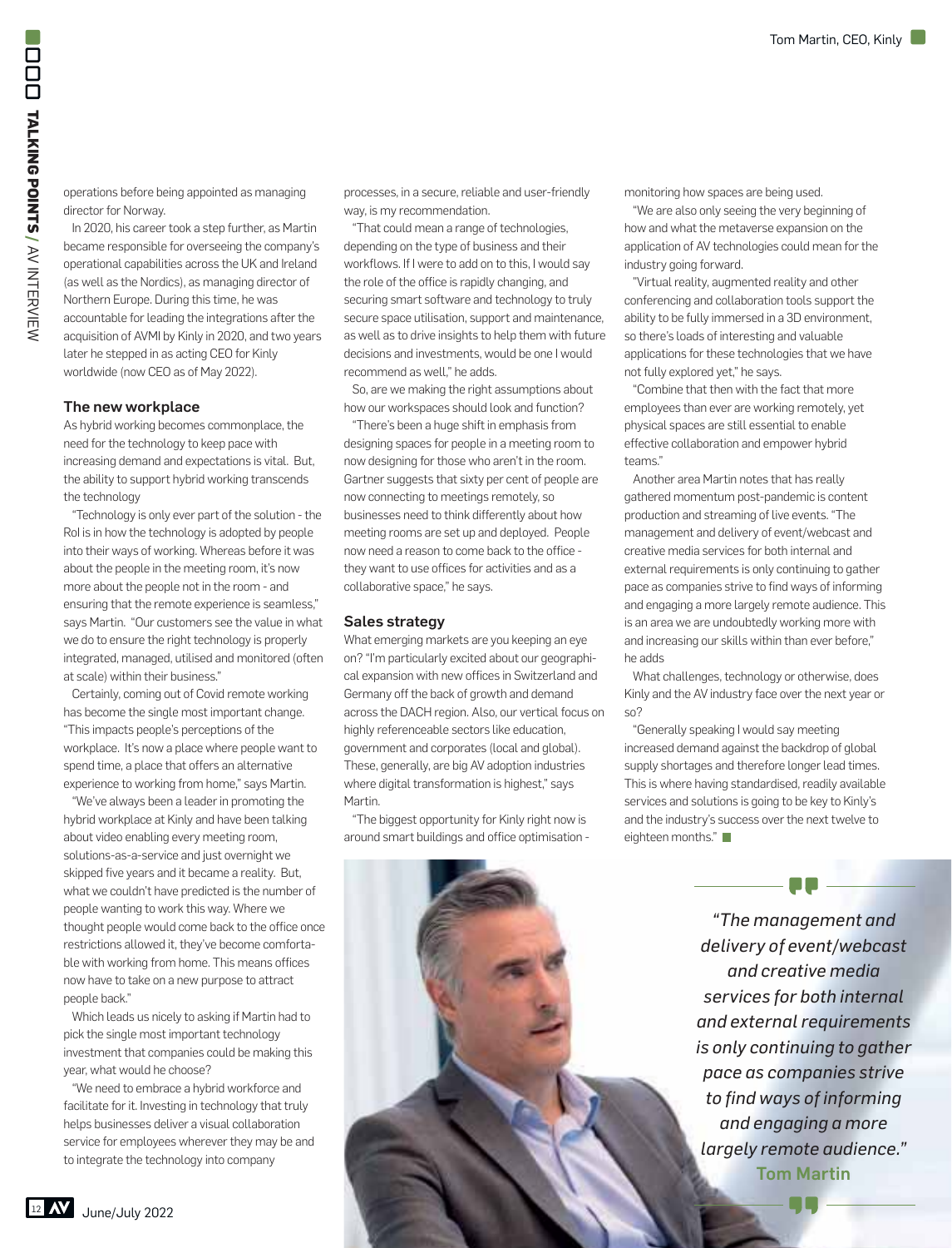operations before being appointed as managing director for Norway.

In 2020, his career took a step further, as Martin became responsible for overseeing the company's operational capabilities across the UK and Ireland (as well as the Nordics), as managing director of Northern Europe. During this time, he was accountable for leading the integrations after the acquisition of AVMI by Kinly in 2020, and two years later he stepped in as acting CEO for Kinly worldwide (now CEO as of May 2022).

### The new workplace

As hybrid working becomes commonplace, the need for the technology to keep pace with increasing demand and expectations is vital. But, the ability to support hybrid working transcends the technology

"Technology is only ever part of the solution - the RoI is in how the technology is adopted by people into their ways of working. Whereas before it was about the people in the meeting room, it's now more about the people not in the room - and ensuring that the remote experience is seamless," says Martin. "Our customers see the value in what we do to ensure the right technology is properly integrated, managed, utilised and monitored (often at scale) within their business."

Certainly, coming out of Covid remote working has become the single most important change. "This impacts people's perceptions of the workplace. It's now a place where people want to spend time, a place that offers an alternative experience to working from home," says Martin.

"We've always been a leader in promoting the hybrid workplace at Kinly and have been talking about video enabling every meeting room, solutions-as-a-service and just overnight we skipped five years and it became a reality. But, what we couldn't have predicted is the number of people wanting to work this way. Where we thought people would come back to the office once restrictions allowed it, they've become comfortable with working from home. This means offices now have to take on a new purpose to attract people back."

Which leads us nicely to asking if Martin had to pick the single most important technology investment that companies could be making this year, what would he choose?

"We need to embrace a hybrid workforce and facilitate for it. Investing in technology that truly helps businesses deliver a visual collaboration service for employees wherever they may be and to integrate the technology into company processes, in a secure, reliable and user-friendly way, is my recommendation.

"That could mean a range of technologies, depending on the type of business and their workflows. If I were to add on to this, I would say the role of the office is rapidly changing, and securing smart software and technology to truly secure space utilisation, support and maintenance, as well as to drive insights to help them with future decisions and investments, would be one I would recommend as well," he adds.

So, are we making the right assumptions about how our workspaces should look and function?

"There's been a huge shift in emphasis from designing spaces for people in a meeting room to now designing for those who aren't in the room. Gartner suggests that sixty per cent of people are now connecting to meetings remotely, so businesses need to think differently about how meeting rooms are set up and deployed. People now need a reason to come back to the office - they want to use offices for activities and as a collaborative space," he says.

### Sales strategy

What emerging markets are you keeping an eye on? "I'm particularly excited about our geographical expansion with new offices in Switzerland and Germany off the back of growth and demand across the DACH region. Also, our vertical focus on highly referenceable sectors like education, government and corporates (local and global). These, generally, are big AV adoption industries where digital transformation is highest," says Martin.

"The biggest opportunity for Kinly right now is around smart buildings and office optimisation - monitoring how spaces are being used.

"We are also only seeing the very beginning of how and what the metaverse expansion on the application of AV technologies could mean for the industry going forward.

"Virtual reality, augmented reality and other conferencing and collaboration tools support the ability to be fully immersed in a 3D environment, so there's loads of interesting and valuable applications for these technologies that we have not fully explored yet," he says.

"Combine that then with the fact that more employees than ever are working remotely, yet physical spaces are still essential to enable effective collaboration and empower hybrid teams."

Another area Martin notes that has really gathered momentum post-pandemic is content production and streaming of live events. "The management and delivery of event/webcast and creative media services for both internal and external requirements is only continuing to gather pace as companies strive to find ways of informing and engaging a more largely remote audience. This is an area we are undoubtedly working more with and increasing our skills within than ever before," he adds

What challenges, technology or otherwise, does Kinly and the AV industry face over the next year or so?

"Generally speaking I would say meeting increased demand against the backdrop of global supply shortages and therefore longer lead times. This is where having standardised, readily available services and solutions is going to be key to Kinly's and the industry's success over the next twelve to eighteen months."

> *"The management and delivery of event/webcast and creative media services for both internal and external requirements is only continuing to gather pace as companies strive to find ways of informing and engaging a more largely remote audience."*
> **Tom Martin**